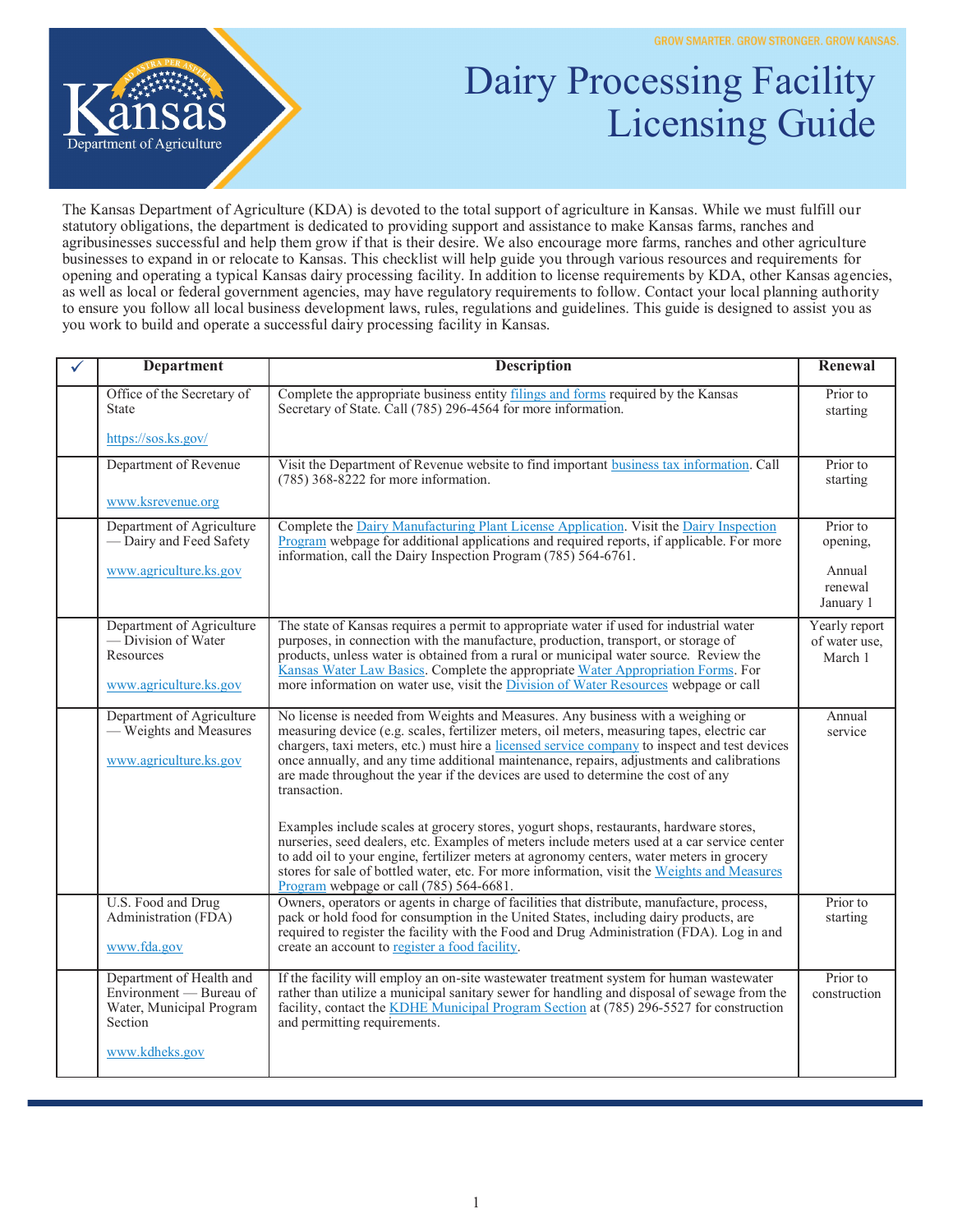GROW SMARTER. GROW STRONGER. GROW KANSAS.

Kansas Department of Agriculture

# Dairy Processing Facility Licensing Guide

The Kansas Department of Agriculture (KDA) is devoted to the total support of agriculture in Kansas. While we must fulfill our statutory obligations, the department is dedicated to providing support and assistance to make Kansas farms, ranches and agribusinesses successful and help them grow if that is their desire. We also encourage more farms, ranches and other agriculture businesses to expand in or relocate to Kansas. This checklist will help guide you through various resources and requirements for opening and operating a typical Kansas dairy processing facility. In addition to license requirements by KDA, other Kansas agencies, as well as local or federal government agencies, may have regulatory requirements to follow. Contact your local planning authority to ensure you follow all local business development laws, rules, regulations and guidelines. This guide is designed to assist you as you work to build and operate a successful dairy processing facility in Kansas.

| ✓ | Department | Description | Renewal |
|---|---|---|---|
| | Office of the Secretary of State<br><br>https://sos.ks.gov/ | Complete the appropriate business entity filings and forms required by the Kansas Secretary of State. Call (785) 296-4564 for more information. | Prior to starting |
| | Department of Revenue<br><br>www.ksrevenue.org | Visit the Department of Revenue website to find important business tax information. Call (785) 368-8222 for more information. | Prior to starting |
| | Department of Agriculture — Dairy and Feed Safety<br><br>www.agriculture.ks.gov | Complete the Dairy Manufacturing Plant License Application. Visit the Dairy Inspection Program webpage for additional applications and required reports, if applicable. For more information, call the Dairy Inspection Program (785) 564-6761. | Prior to opening,<br><br>Annual renewal January 1 |
| | Department of Agriculture — Division of Water Resources<br><br>www.agriculture.ks.gov | The state of Kansas requires a permit to appropriate water if used for industrial water purposes, in connection with the manufacture, production, transport, or storage of products, unless water is obtained from a rural or municipal water source. Review the Kansas Water Law Basics. Complete the appropriate Water Appropriation Forms. For more information on water use, visit the Division of Water Resources webpage or call | Yearly report of water use, March 1 |
| | Department of Agriculture — Weights and Measures<br><br>www.agriculture.ks.gov | No license is needed from Weights and Measures. Any business with a weighing or measuring device (e.g. scales, fertilizer meters, oil meters, measuring tapes, electric car chargers, taxi meters, etc.) must hire a licensed service company to inspect and test devices once annually, and any time additional maintenance, repairs, adjustments and calibrations are made throughout the year if the devices are used to determine the cost of any transaction.<br><br>Examples include scales at grocery stores, yogurt shops, restaurants, hardware stores, nurseries, seed dealers, etc. Examples of meters include meters used at a car service center to add oil to your engine, fertilizer meters at agronomy centers, water meters in grocery stores for sale of bottled water, etc. For more information, visit the Weights and Measures Program webpage or call (785) 564-6681. | Annual service |
| | U.S. Food and Drug Administration (FDA)<br><br>www.fda.gov | Owners, operators or agents in charge of facilities that distribute, manufacture, process, pack or hold food for consumption in the United States, including dairy products, are required to register the facility with the Food and Drug Administration (FDA). Log in and create an account to register a food facility. | Prior to starting |
| | Department of Health and Environment — Bureau of Water, Municipal Program Section<br><br>www.kdheks.gov | If the facility will employ an on-site wastewater treatment system for human wastewater rather than utilize a municipal sanitary sewer for handling and disposal of sewage from the facility, contact the KDHE Municipal Program Section at (785) 296-5527 for construction and permitting requirements. | Prior to construction |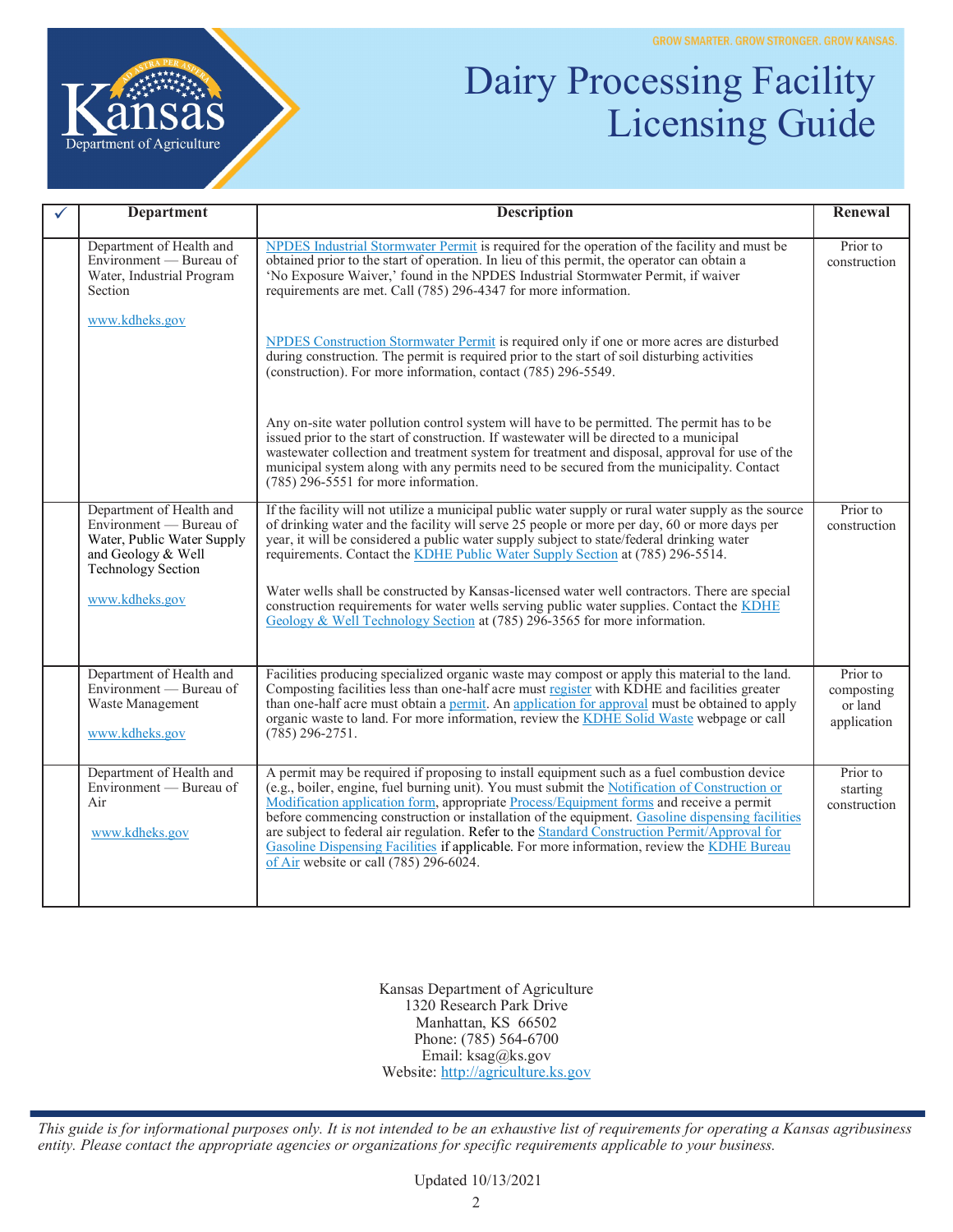GROW SMARTER. GROW STRONGER. GROW KANSAS.

# Dairy Processing Facility Licensing Guide

| ✓ | Department | Description | Renewal |
|---|---|---|---|
| | Department of Health and Environment — Bureau of Water, Industrial Program Section<br><br>www.kdheks.gov | NPDES Industrial Stormwater Permit is required for the operation of the facility and must be obtained prior to the start of operation. In lieu of this permit, the operator can obtain a 'No Exposure Waiver,' found in the NPDES Industrial Stormwater Permit, if waiver requirements are met. Call (785) 296-4347 for more information.<br><br>NPDES Construction Stormwater Permit is required only if one or more acres are disturbed during construction. The permit is required prior to the start of soil disturbing activities (construction). For more information, contact (785) 296-5549.<br><br>Any on-site water pollution control system will have to be permitted. The permit has to be issued prior to the start of construction. If wastewater will be directed to a municipal wastewater collection and treatment system for treatment and disposal, approval for use of the municipal system along with any permits need to be secured from the municipality. Contact (785) 296-5551 for more information. | Prior to construction |
| | Department of Health and Environment — Bureau of Water, Public Water Supply and Geology & Well Technology Section<br><br>www.kdheks.gov | If the facility will not utilize a municipal public water supply or rural water supply as the source of drinking water and the facility will serve 25 people or more per day, 60 or more days per year, it will be considered a public water supply subject to state/federal drinking water requirements. Contact the KDHE Public Water Supply Section at (785) 296-5514.<br><br>Water wells shall be constructed by Kansas-licensed water well contractors. There are special construction requirements for water wells serving public water supplies. Contact the KDHE Geology & Well Technology Section at (785) 296-3565 for more information. | Prior to construction |
| | Department of Health and Environment — Bureau of Waste Management<br><br>www.kdheks.gov | Facilities producing specialized organic waste may compost or apply this material to the land. Composting facilities less than one-half acre must register with KDHE and facilities greater than one-half acre must obtain a permit. An application for approval must be obtained to apply organic waste to land. For more information, review the KDHE Solid Waste webpage or call (785) 296-2751. | Prior to composting or land application |
| | Department of Health and Environment — Bureau of Air<br><br>www.kdheks.gov | A permit may be required if proposing to install equipment such as a fuel combustion device (e.g., boiler, engine, fuel burning unit). You must submit the Notification of Construction or Modification application form, appropriate Process/Equipment forms and receive a permit before commencing construction or installation of the equipment. Gasoline dispensing facilities are subject to federal air regulation. Refer to the Standard Construction Permit/Approval for Gasoline Dispensing Facilities if applicable. For more information, review the KDHE Bureau of Air website or call (785) 296-6024. | Prior to starting construction |

Kansas Department of Agriculture
1320 Research Park Drive
Manhattan, KS 66502
Phone: (785) 564-6700
Email: ksag@ks.gov
Website: http://agriculture.ks.gov

*This guide is for informational purposes only. It is not intended to be an exhaustive list of requirements for operating a Kansas agribusiness entity. Please contact the appropriate agencies or organizations for specific requirements applicable to your business.*

Updated 10/13/2021